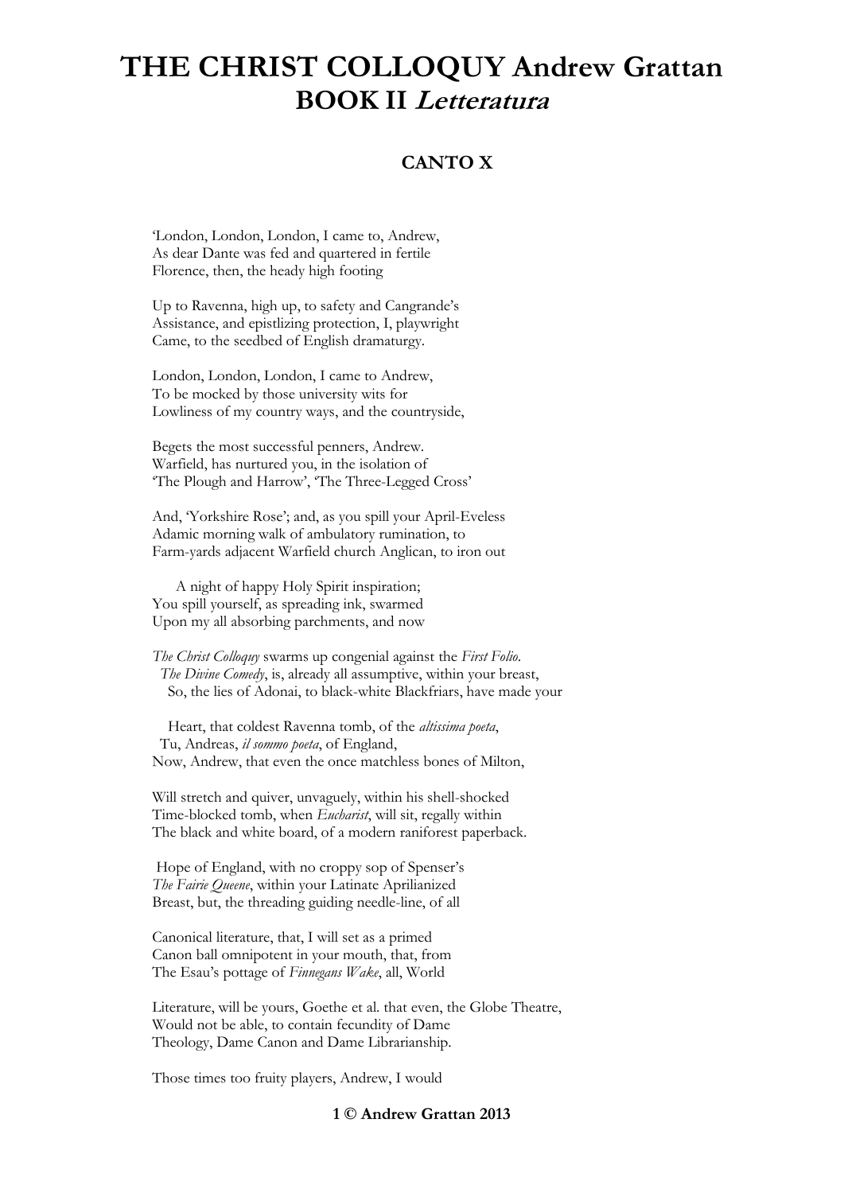# THE CHRIST COLLOQUY Andrew Grattan
## BOOK II *Letteratura*

### CANTO X

'London, London, London, I came to, Andrew,
As dear Dante was fed and quartered in fertile
Florence, then, the heady high footing

Up to Ravenna, high up, to safety and Cangrande's
Assistance, and epistlizing protection, I, playwright
Came, to the seedbed of English dramaturgy.

London, London, London, I came to Andrew,
To be mocked by those university wits for
Lowliness of my country ways, and the countryside,

Begets the most successful penners, Andrew.
Warfield, has nurtured you, in the isolation of
'The Plough and Harrow', 'The Three-Legged Cross'

And, 'Yorkshire Rose'; and, as you spill your April-Eveless
Adamic morning walk of ambulatory rumination, to
Farm-yards adjacent Warfield church Anglican, to iron out

A night of happy Holy Spirit inspiration;
You spill yourself, as spreading ink, swarmed
Upon my all absorbing parchments, and now

*The Christ Colloquy* swarms up congenial against the *First Folio*.
*The Divine Comedy*, is, already all assumptive, within your breast,
So, the lies of Adonai, to black-white Blackfriars, have made your

Heart, that coldest Ravenna tomb, of the *altissima poeta*,
Tu, Andreas, *il sommo poeta*, of England,
Now, Andrew, that even the once matchless bones of Milton,

Will stretch and quiver, unvaguely, within his shell-shocked
Time-blocked tomb, when *Eucharist*, will sit, regally within
The black and white board, of a modern raniforest paperback.

Hope of England, with no croppy sop of Spenser's
*The Fairie Queene*, within your Latinate Aprilianized
Breast, but, the threading guiding needle-line, of all

Canonical literature, that, I will set as a primed
Canon ball omnipotent in your mouth, that, from
The Esau's pottage of *Finnegans Wake*, all, World

Literature, will be yours, Goethe et al. that even, the Globe Theatre,
Would not be able, to contain fecundity of Dame
Theology, Dame Canon and Dame Librarianship.

Those times too fruity players, Andrew, I would

**© Andrew Grattan 2013**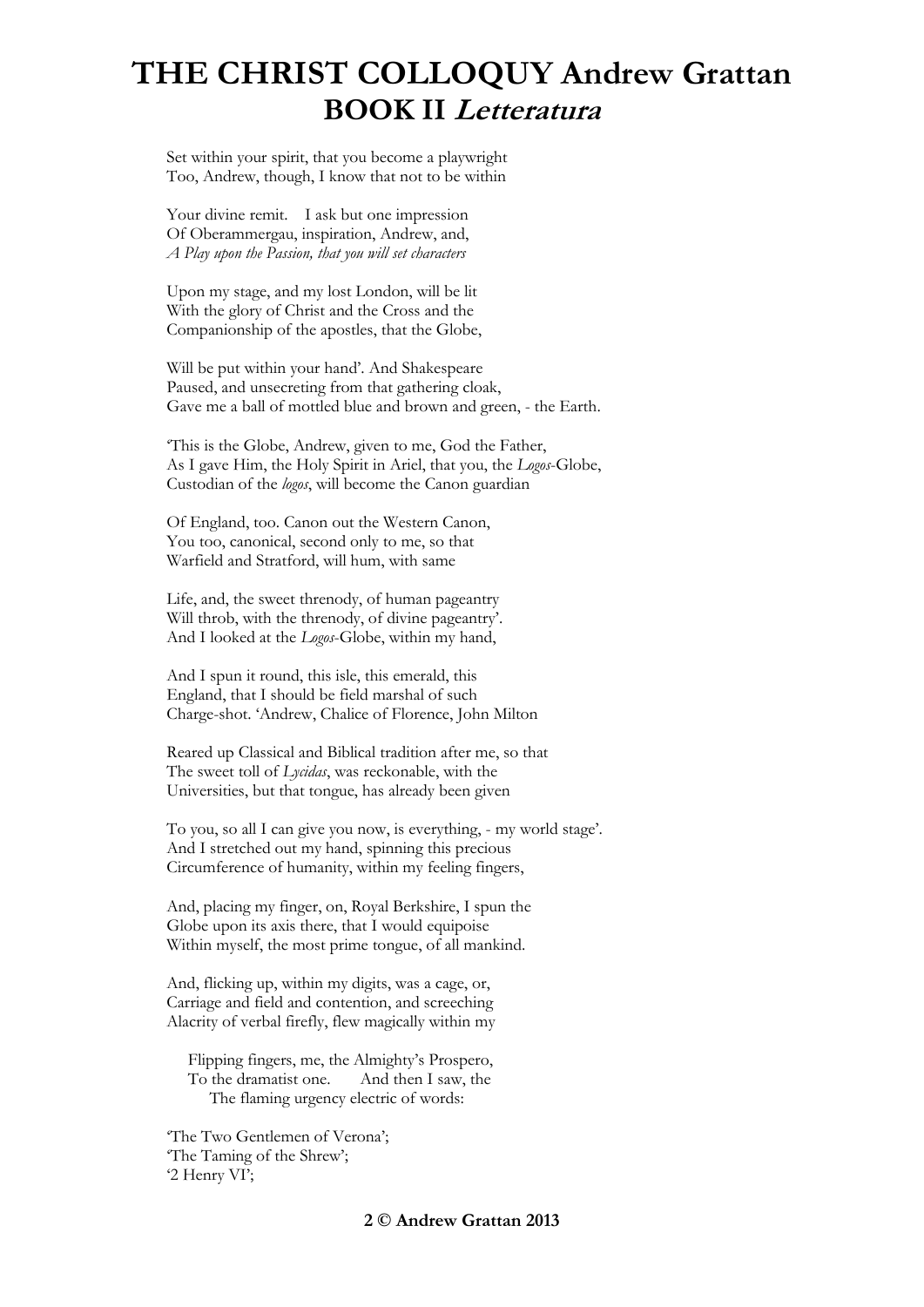# THE CHRIST COLLOQUY Andrew Grattan
## BOOK II *Letteratura*

Set within your spirit, that you become a playwright
Too, Andrew, though, I know that not to be within

Your divine remit. I ask but one impression
Of Oberammergau, inspiration, Andrew, and,
*A Play upon the Passion, that you will set characters*

Upon my stage, and my lost London, will be lit
With the glory of Christ and the Cross and the
Companionship of the apostles, that the Globe,

Will be put within your hand'. And Shakespeare
Paused, and unsecreting from that gathering cloak,
Gave me a ball of mottled blue and brown and green, - the Earth.

'This is the Globe, Andrew, given to me, God the Father,
As I gave Him, the Holy Spirit in Ariel, that you, the *Logos*-Globe,
Custodian of the *logos*, will become the Canon guardian

Of England, too. Canon out the Western Canon,
You too, canonical, second only to me, so that
Warfield and Stratford, will hum, with same

Life, and, the sweet threnody, of human pageantry
Will throb, with the threnody, of divine pageantry'.
And I looked at the *Logos*-Globe, within my hand,

And I spun it round, this isle, this emerald, this
England, that I should be field marshal of such
Charge-shot. 'Andrew, Chalice of Florence, John Milton

Reared up Classical and Biblical tradition after me, so that
The sweet toll of *Lycidas*, was reckonable, with the
Universities, but that tongue, has already been given

To you, so all I can give you now, is everything, - my world stage'.
And I stretched out my hand, spinning this precious
Circumference of humanity, within my feeling fingers,

And, placing my finger, on, Royal Berkshire, I spun the
Globe upon its axis there, that I would equipoise
Within myself, the most prime tongue, of all mankind.

And, flicking up, within my digits, was a cage, or,
Carriage and field and contention, and screeching
Alacrity of verbal firefly, flew magically within my

Flipping fingers, me, the Almighty's Prospero,
To the dramatist one. And then I saw, the
The flaming urgency electric of words:

'The Two Gentlemen of Verona';
'The Taming of the Shrew';
'2 Henry VI';

© Andrew Grattan 2013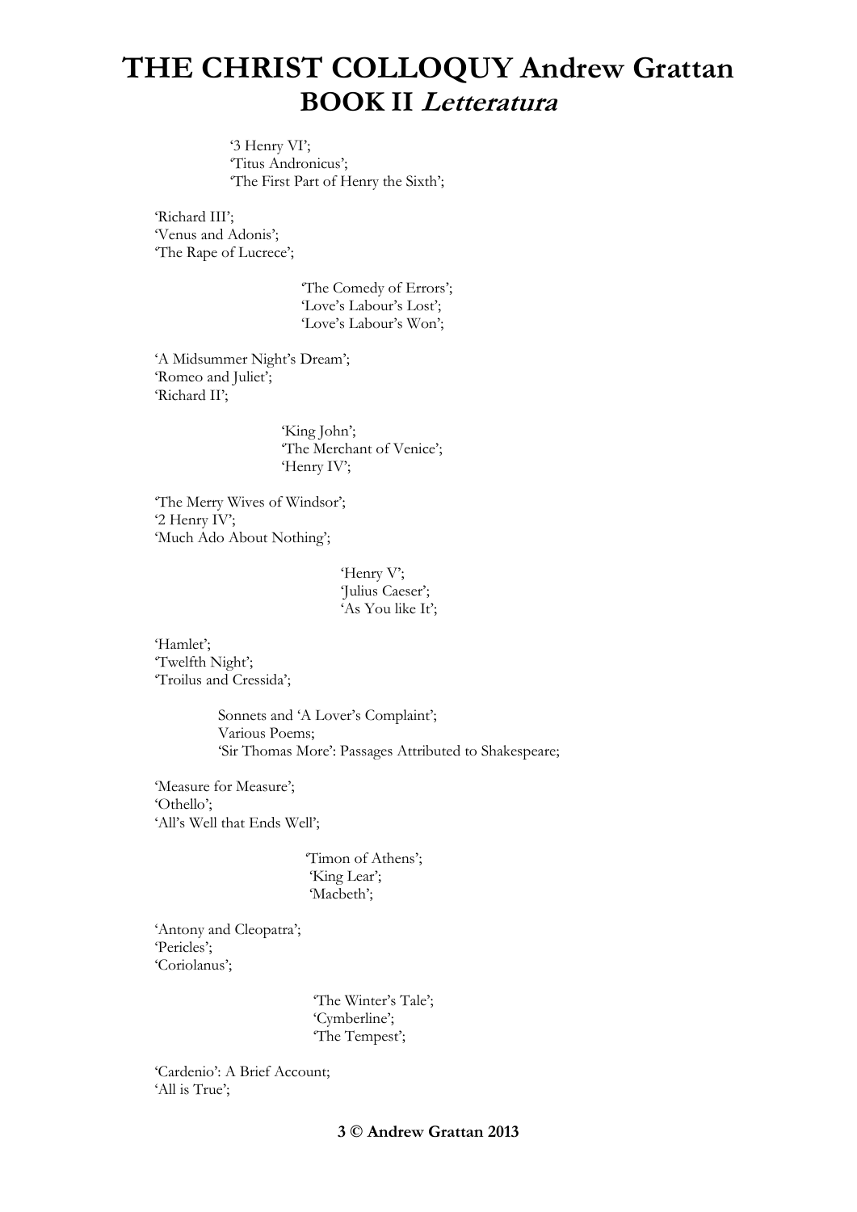'3 Henry VI';
'Titus Andronicus';
'The First Part of Henry the Sixth';

'Richard III';
'Venus and Adonis';
'The Rape of Lucrece';

'The Comedy of Errors';
'Love's Labour's Lost';
'Love's Labour's Won';

'A Midsummer Night's Dream';
'Romeo and Juliet';
'Richard II';

'King John';
'The Merchant of Venice';
'Henry IV';

'The Merry Wives of Windsor';
'2 Henry IV';
'Much Ado About Nothing';

'Henry V';
'Julius Caeser';
'As You like It';

'Hamlet';
'Twelfth Night';
'Troilus and Cressida';

Sonnets and 'A Lover's Complaint';
Various Poems;
'Sir Thomas More': Passages Attributed to Shakespeare;

'Measure for Measure';
'Othello';
'All's Well that Ends Well';

'Timon of Athens';
'King Lear';
'Macbeth';

'Antony and Cleopatra';
'Pericles';
'Coriolanus';

'The Winter's Tale';
'Cymberline';
'The Tempest';

'Cardenio': A Brief Account;
'All is True';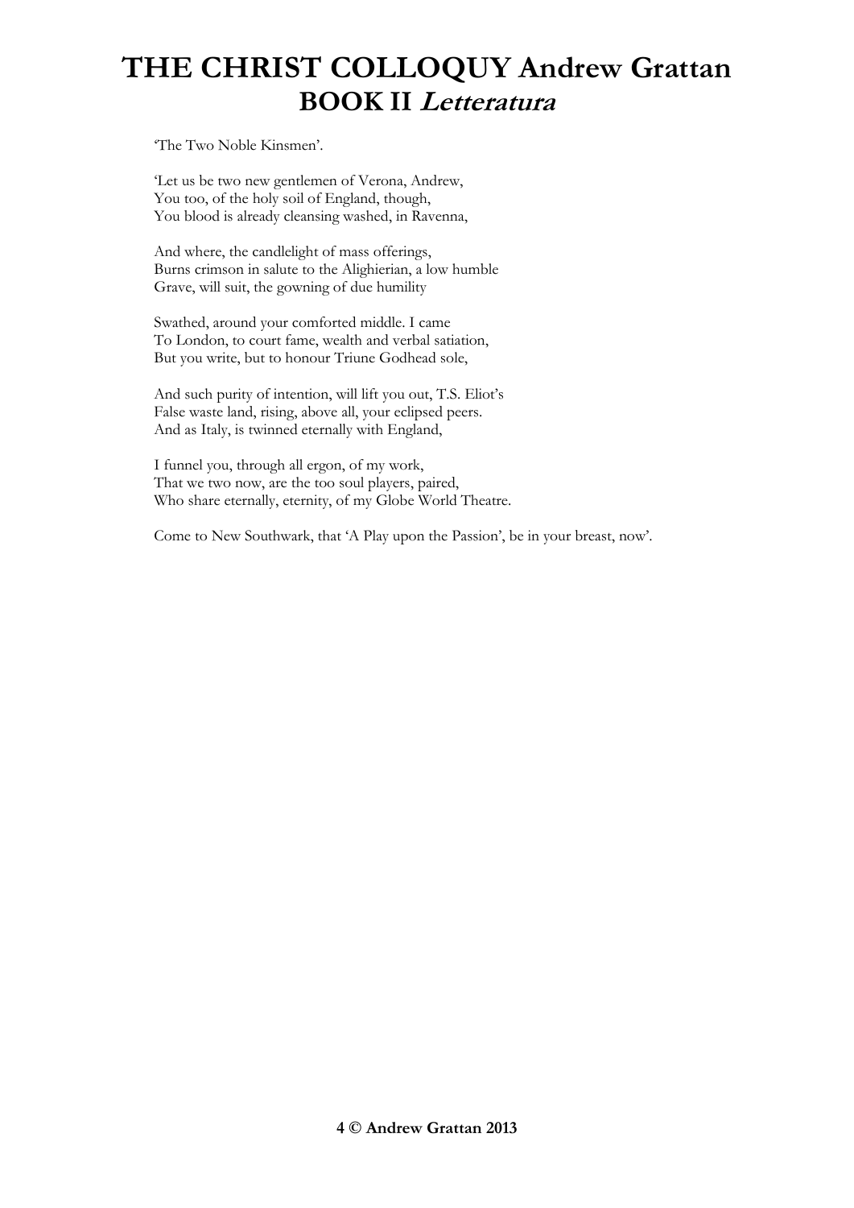# THE CHRIST COLLOQUY Andrew Grattan
## BOOK II *Letteratura*

'The Two Noble Kinsmen'.

'Let us be two new gentlemen of Verona, Andrew,
You too, of the holy soil of England, though,
You blood is already cleansing washed, in Ravenna,

And where, the candlelight of mass offerings,
Burns crimson in salute to the Alighierian, a low humble
Grave, will suit, the gowning of due humility

Swathed, around your comforted middle. I came
To London, to court fame, wealth and verbal satiation,
But you write, but to honour Triune Godhead sole,

And such purity of intention, will lift you out, T.S. Eliot's
False waste land, rising, above all, your eclipsed peers.
And as Italy, is twinned eternally with England,

I funnel you, through all ergon, of my work,
That we two now, are the too soul players, paired,
Who share eternally, eternity, of my Globe World Theatre.

Come to New Southwark, that 'A Play upon the Passion', be in your breast, now'.

**© Andrew Grattan 2013**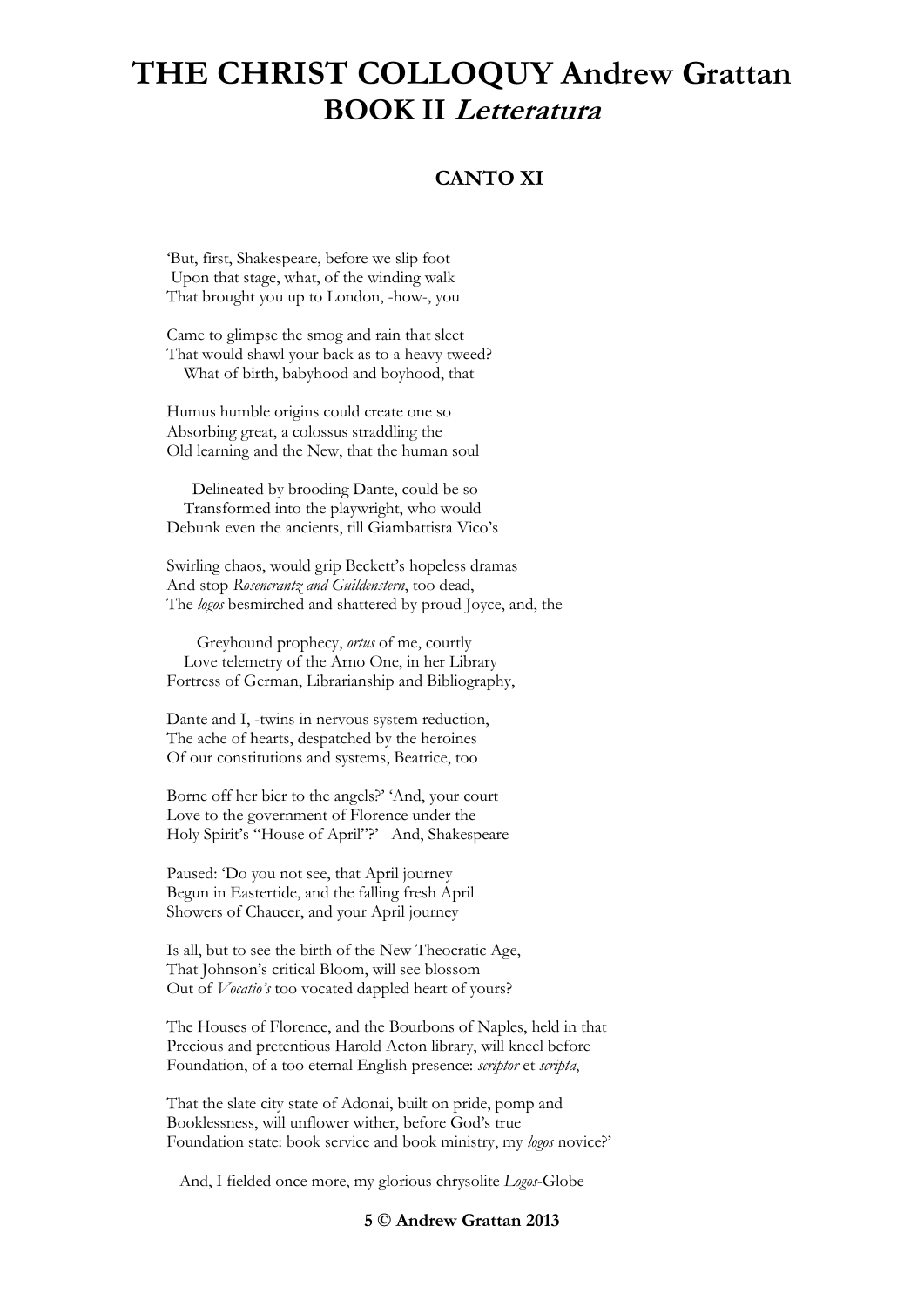# THE CHRIST COLLOQUY Andrew Grattan
## BOOK II *Letteratura*

### CANTO XI

'But, first, Shakespeare, before we slip foot
Upon that stage, what, of the winding walk
That brought you up to London, -how-, you

Came to glimpse the smog and rain that sleet
That would shawl your back as to a heavy tweed?
What of birth, babyhood and boyhood, that

Humus humble origins could create one so
Absorbing great, a colossus straddling the
Old learning and the New, that the human soul

Delineated by brooding Dante, could be so
Transformed into the playwright, who would
Debunk even the ancients, till Giambattista Vico's

Swirling chaos, would grip Beckett's hopeless dramas
And stop *Rosencrantz and Guildenstern*, too dead,
The *logos* besmirched and shattered by proud Joyce, and, the

Greyhound prophecy, *ortus* of me, courtly
Love telemetry of the Arno One, in her Library
Fortress of German, Librarianship and Bibliography,

Dante and I, -twins in nervous system reduction,
The ache of hearts, despatched by the heroines
Of our constitutions and systems, Beatrice, too

Borne off her bier to the angels?' 'And, your court
Love to the government of Florence under the
Holy Spirit's "House of April"?' And, Shakespeare

Paused: 'Do you not see, that April journey
Begun in Eastertide, and the falling fresh April
Showers of Chaucer, and your April journey

Is all, but to see the birth of the New Theocratic Age,
That Johnson's critical Bloom, will see blossom
Out of *Vocatio's* too vocated dappled heart of yours?

The Houses of Florence, and the Bourbons of Naples, held in that
Precious and pretentious Harold Acton library, will kneel before
Foundation, of a too eternal English presence: *scriptor* et *scripta*,

That the slate city state of Adonai, built on pride, pomp and
Booklessness, will unflower wither, before God's true
Foundation state: book service and book ministry, my *logos* novice?'

And, I fielded once more, my glorious chrysolite *Logos*-Globe

**© Andrew Grattan 2013**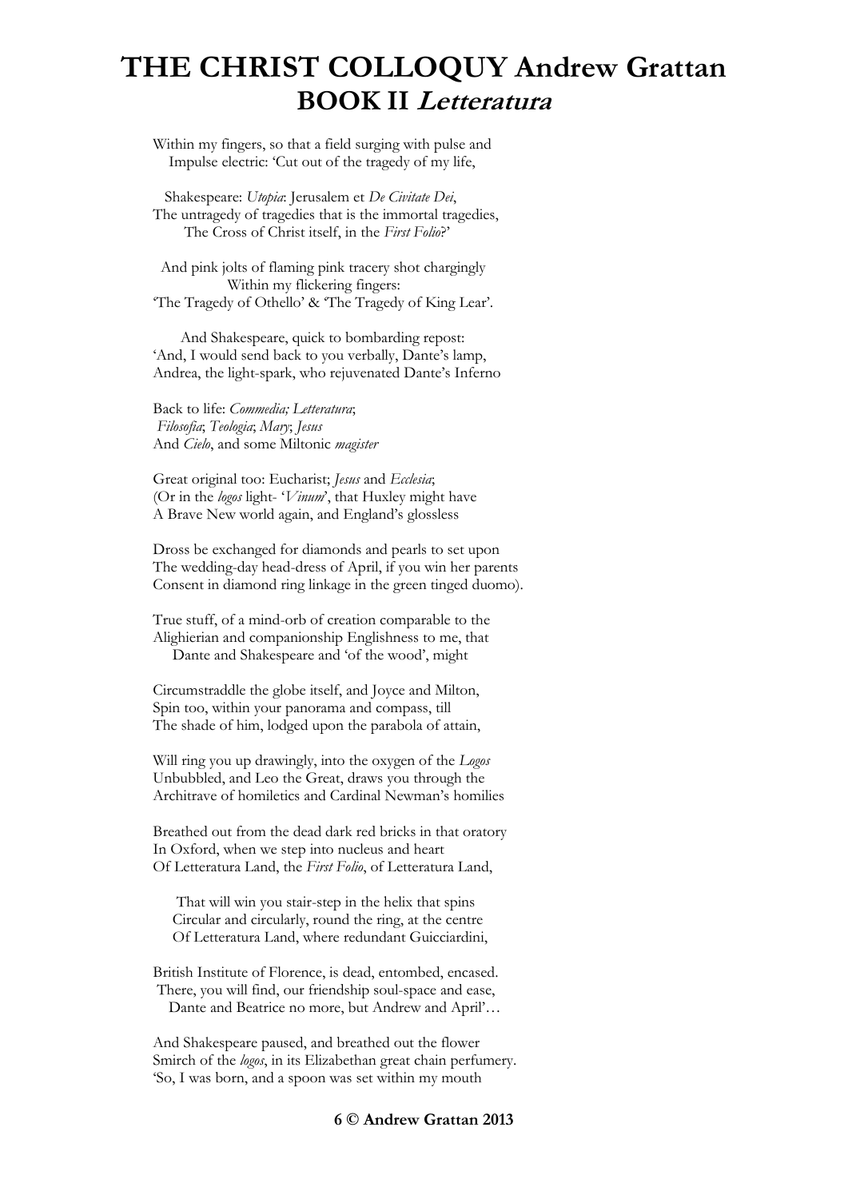# THE CHRIST COLLOQUY Andrew Grattan
## BOOK II *Letteratura*

Within my fingers, so that a field surging with pulse and
Impulse electric: 'Cut out of the tragedy of my life,

Shakespeare: *Utopia*: Jerusalem et *De Civitate Dei*,
The untragedy of tragedies that is the immortal tragedies,
The Cross of Christ itself, in the *First Folio*?'

And pink jolts of flaming pink tracery shot chargingly
Within my flickering fingers:
'The Tragedy of Othello' & 'The Tragedy of King Lear'.

And Shakespeare, quick to bombarding repost:
'And, I would send back to you verbally, Dante's lamp,
Andrea, the light-spark, who rejuvenated Dante's Inferno

Back to life: *Commedia; Letteratura*;
*Filosofia*; *Teologia*; *Mary*; *Jesus*
And *Cielo*, and some Miltonic *magister*

Great original too: Eucharist; *Jesus* and *Ecclesia*;
(Or in the *logos* light- '*Vinum*', that Huxley might have
A Brave New world again, and England's glossless

Dross be exchanged for diamonds and pearls to set upon
The wedding-day head-dress of April, if you win her parents
Consent in diamond ring linkage in the green tinged duomo).

True stuff, of a mind-orb of creation comparable to the
Alighierian and companionship Englishness to me, that
Dante and Shakespeare and 'of the wood', might

Circumstraddle the globe itself, and Joyce and Milton,
Spin too, within your panorama and compass, till
The shade of him, lodged upon the parabola of attain,

Will ring you up drawingly, into the oxygen of the *Logos*
Unbubbled, and Leo the Great, draws you through the
Architrave of homiletics and Cardinal Newman's homilies

Breathed out from the dead dark red bricks in that oratory
In Oxford, when we step into nucleus and heart
Of Letteratura Land, the *First Folio*, of Letteratura Land,

That will win you stair-step in the helix that spins
Circular and circularly, round the ring, at the centre
Of Letteratura Land, where redundant Guicciardini,

British Institute of Florence, is dead, entombed, encased.
There, you will find, our friendship soul-space and ease,
Dante and Beatrice no more, but Andrew and April'…

And Shakespeare paused, and breathed out the flower
Smirch of the *logos*, in its Elizabethan great chain perfumery.
'So, I was born, and a spoon was set within my mouth

**© Andrew Grattan 2013**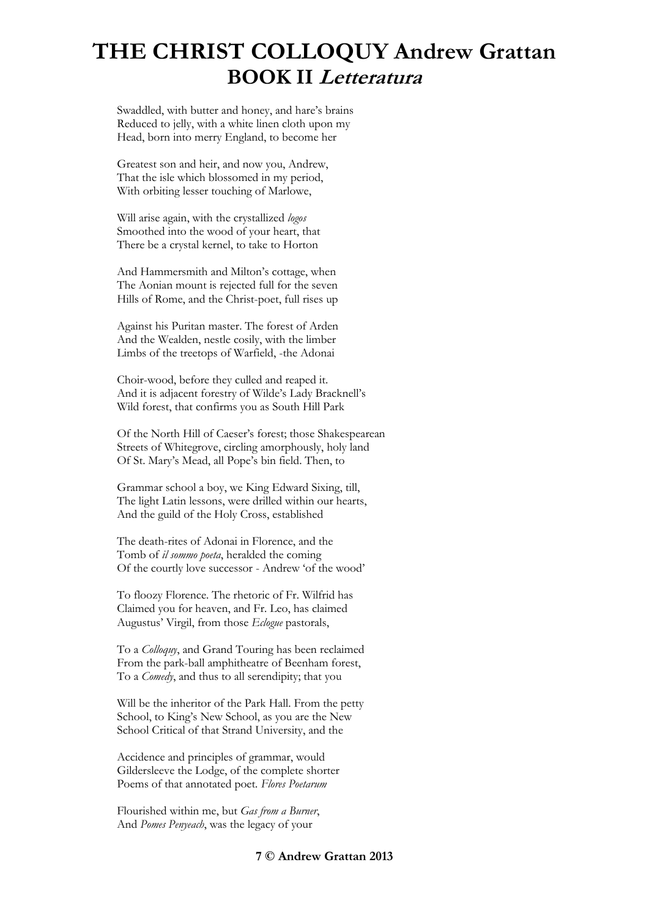# THE CHRIST COLLOQUY Andrew Grattan
## BOOK II *Letteratura*

Swaddled, with butter and honey, and hare's brains  
Reduced to jelly, with a white linen cloth upon my  
Head, born into merry England, to become her

Greatest son and heir, and now you, Andrew,  
That the isle which blossomed in my period,  
With orbiting lesser touching of Marlowe,

Will arise again, with the crystallized *logos*  
Smoothed into the wood of your heart, that  
There be a crystal kernel, to take to Horton

And Hammersmith and Milton's cottage, when  
The Aonian mount is rejected full for the seven  
Hills of Rome, and the Christ-poet, full rises up

Against his Puritan master. The forest of Arden  
And the Wealden, nestle cosily, with the limber  
Limbs of the treetops of Warfield, -the Adonai

Choir-wood, before they culled and reaped it.  
And it is adjacent forestry of Wilde's Lady Bracknell's  
Wild forest, that confirms you as South Hill Park

Of the North Hill of Caeser's forest; those Shakespearean  
Streets of Whitegrove, circling amorphously, holy land  
Of St. Mary's Mead, all Pope's bin field. Then, to

Grammar school a boy, we King Edward Sixing, till,  
The light Latin lessons, were drilled within our hearts,  
And the guild of the Holy Cross, established

The death-rites of Adonai in Florence, and the  
Tomb of *il sommo poeta*, heralded the coming  
Of the courtly love successor - Andrew 'of the wood'

To floozy Florence. The rhetoric of Fr. Wilfrid has  
Claimed you for heaven, and Fr. Leo, has claimed  
Augustus' Virgil, from those *Eclogue* pastorals,

To a *Colloquy*, and Grand Touring has been reclaimed  
From the park-ball amphitheatre of Beenham forest,  
To a *Comedy*, and thus to all serendipity; that you

Will be the inheritor of the Park Hall. From the petty  
School, to King's New School, as you are the New  
School Critical of that Strand University, and the

Accidence and principles of grammar, would  
Gildersleeve the Lodge, of the complete shorter  
Poems of that annotated poet. *Flores Poetarum*

Flourished within me, but *Gas from a Burner*,  
And *Pomes Penyeach*, was the legacy of your

**© Andrew Grattan 2013**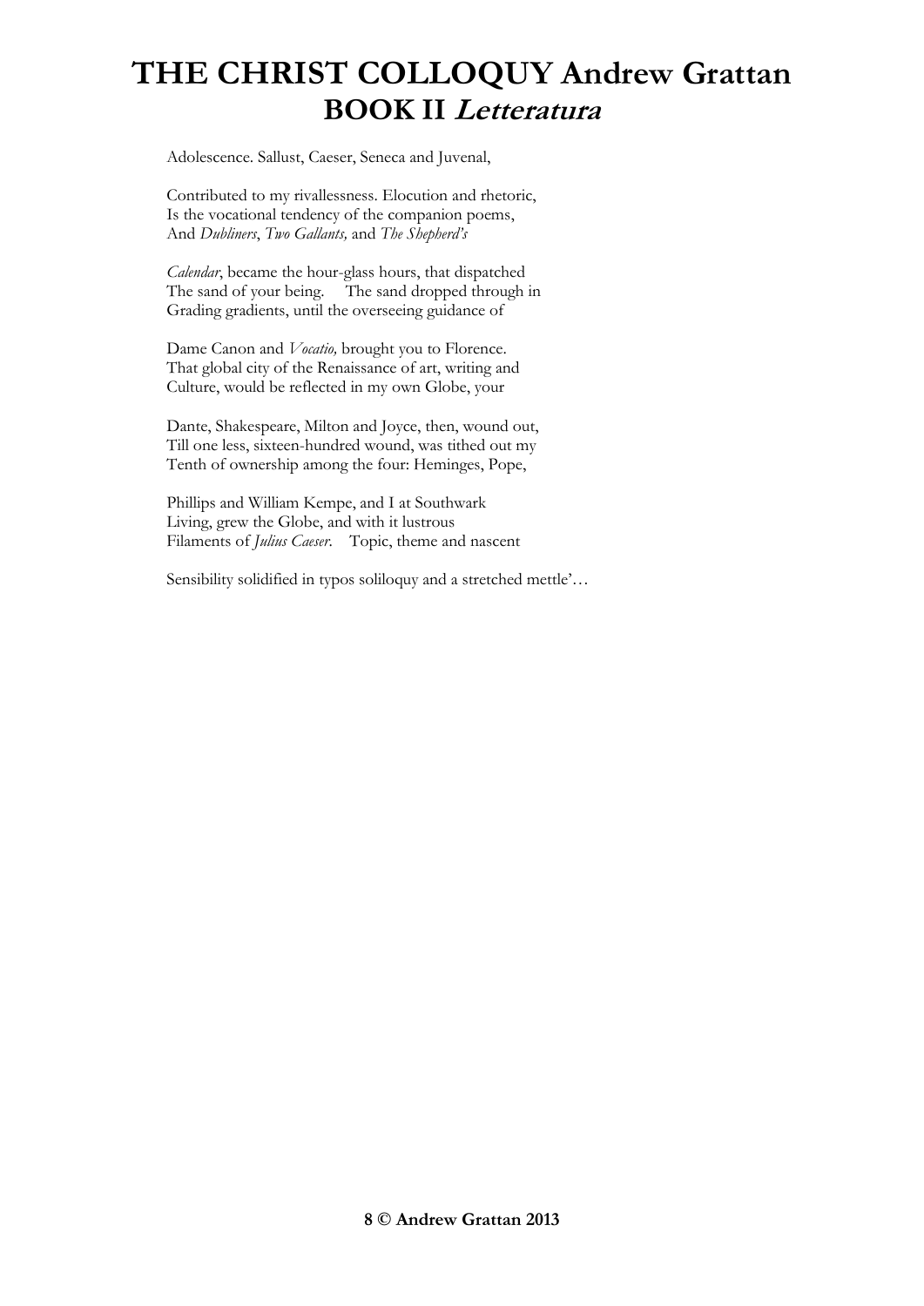# THE CHRIST COLLOQUY Andrew Grattan
## BOOK II *Letteratura*

Adolescence. Sallust, Caeser, Seneca and Juvenal,

Contributed to my rivallessness. Elocution and rhetoric,
Is the vocational tendency of the companion poems,
And *Dubliners*, *Two Gallants,* and *The Shepherd's*

*Calendar*, became the hour-glass hours, that dispatched
The sand of your being. The sand dropped through in
Grading gradients, until the overseeing guidance of

Dame Canon and *Vocatio,* brought you to Florence.
That global city of the Renaissance of art, writing and
Culture, would be reflected in my own Globe, your

Dante, Shakespeare, Milton and Joyce, then, wound out,
Till one less, sixteen-hundred wound, was tithed out my
Tenth of ownership among the four: Heminges, Pope,

Phillips and William Kempe, and I at Southwark
Living, grew the Globe, and with it lustrous
Filaments of *Julius Caeser*. Topic, theme and nascent

Sensibility solidified in typos soliloquy and a stretched mettle'…

**© Andrew Grattan 2013**